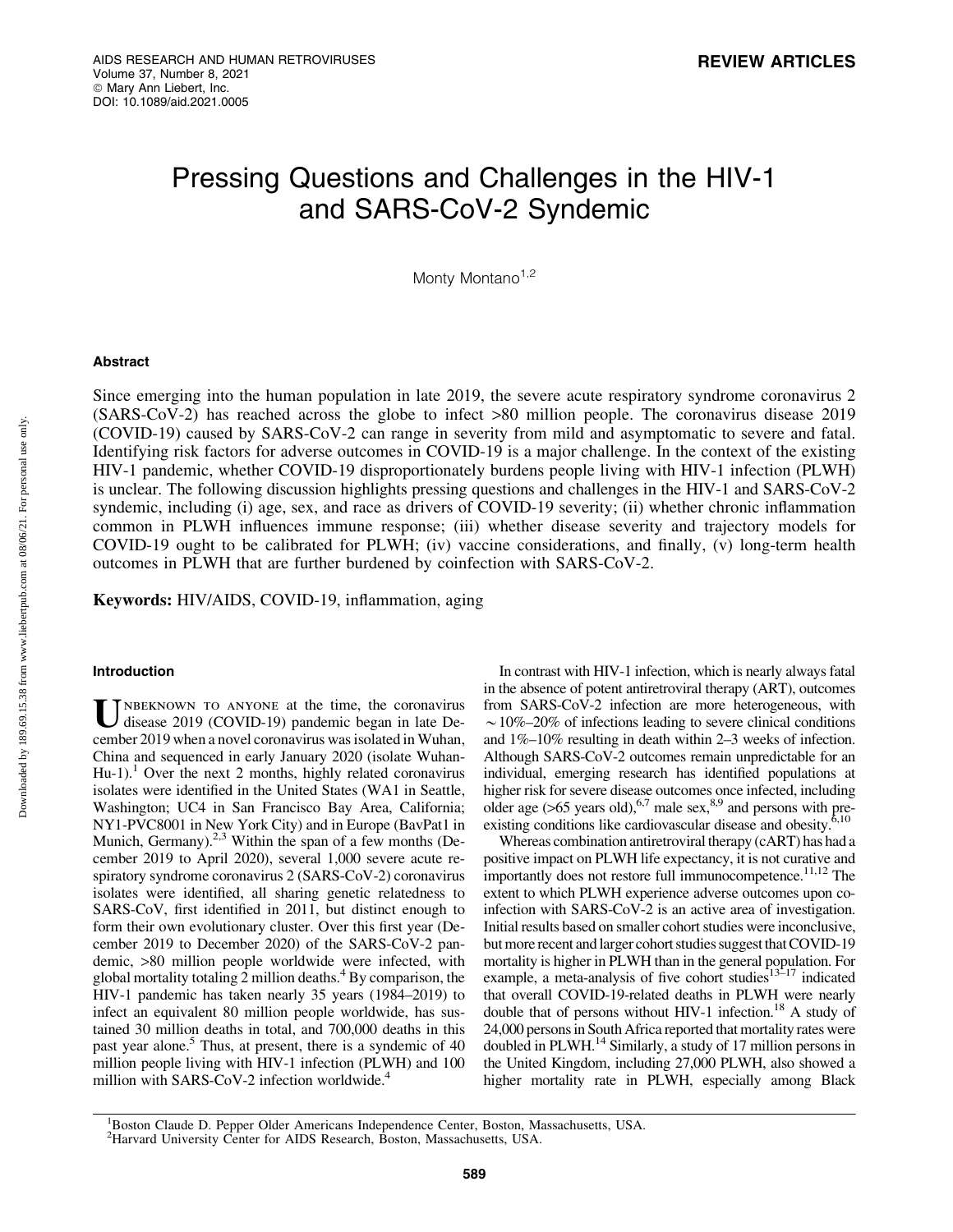REVIEW ARTICLES

# Pressing Questions and Challenges in the HIV-1 and SARS-CoV-2 Syndemic

Monty Montano[1,2]

## Abstract

Since emerging into the human population in late 2019, the severe acute respiratory syndrome coronavirus 2 (SARS-CoV-2) has reached across the globe to infect >80 million people. The coronavirus disease 2019 (COVID-19) caused by SARS-CoV-2 can range in severity from mild and asymptomatic to severe and fatal. Identifying risk factors for adverse outcomes in COVID-19 is a major challenge. In the context of the existing HIV-1 pandemic, whether COVID-19 disproportionately burdens people living with HIV-1 infection (PLWH) is unclear. The following discussion highlights pressing questions and challenges in the HIV-1 and SARS-CoV-2 syndemic, including (i) age, sex, and race as drivers of COVID-19 severity; (ii) whether chronic inflammation common in PLWH influences immune response; (iii) whether disease severity and trajectory models for COVID-19 ought to be calibrated for PLWH; (iv) vaccine considerations, and finally, (v) long-term health outcomes in PLWH that are further burdened by coinfection with SARS-CoV-2.

**Keywords:** HIV/AIDS, COVID-19, inflammation, aging

## Introduction

Unbeknown to anyone at the time, the coronavirus disease 2019 (COVID-19) pandemic began in late December 2019 when a novel coronavirus was isolated in Wuhan, China and sequenced in early January 2020 (isolate Wuhan-Hu-1).[1] Over the next 2 months, highly related coronavirus isolates were identified in the United States (WA1 in Seattle, Washington; UC4 in San Francisco Bay Area, California; NY1-PVC8001 in New York City) and in Europe (BavPat1 in Munich, Germany).[2,3] Within the span of a few months (December 2019 to April 2020), several 1,000 severe acute respiratory syndrome coronavirus 2 (SARS-CoV-2) coronavirus isolates were identified, all sharing genetic relatedness to SARS-CoV, first identified in 2011, but distinct enough to form their own evolutionary cluster. Over this first year (December 2019 to December 2020) of the SARS-CoV-2 pandemic, >80 million people worldwide were infected, with global mortality totaling 2 million deaths.[4] By comparison, the HIV-1 pandemic has taken nearly 35 years (1984–2019) to infect an equivalent 80 million people worldwide, has sustained 30 million deaths in total, and 700,000 deaths in this past year alone.[5] Thus, at present, there is a syndemic of 40 million people living with HIV-1 infection (PLWH) and 100 million with SARS-CoV-2 infection worldwide.[4]

In contrast with HIV-1 infection, which is nearly always fatal in the absence of potent antiretroviral therapy (ART), outcomes from SARS-CoV-2 infection are more heterogeneous, with ∼10%–20% of infections leading to severe clinical conditions and 1%–10% resulting in death within 2–3 weeks of infection. Although SARS-CoV-2 outcomes remain unpredictable for an individual, emerging research has identified populations at higher risk for severe disease outcomes once infected, including older age (>65 years old),[6,7] male sex,[8,9] and persons with pre-existing conditions like cardiovascular disease and obesity.[6,10]

Whereas combination antiretroviral therapy (cART) has had a positive impact on PLWH life expectancy, it is not curative and importantly does not restore full immunocompetence.[11,12] The extent to which PLWH experience adverse outcomes upon coinfection with SARS-CoV-2 is an active area of investigation. Initial results based on smaller cohort studies were inconclusive, but more recent and larger cohort studies suggest that COVID-19 mortality is higher in PLWH than in the general population. For example, a meta-analysis of five cohort studies[13–17] indicated that overall COVID-19-related deaths in PLWH were nearly double that of persons without HIV-1 infection.[18] A study of 24,000 persons in South Africa reported that mortality rates were doubled in PLWH.[14] Similarly, a study of 17 million persons in the United Kingdom, including 27,000 PLWH, also showed a higher mortality rate in PLWH, especially among Black

[1]Boston Claude D. Pepper Older Americans Independence Center, Boston, Massachusetts, USA.
[2]Harvard University Center for AIDS Research, Boston, Massachusetts, USA.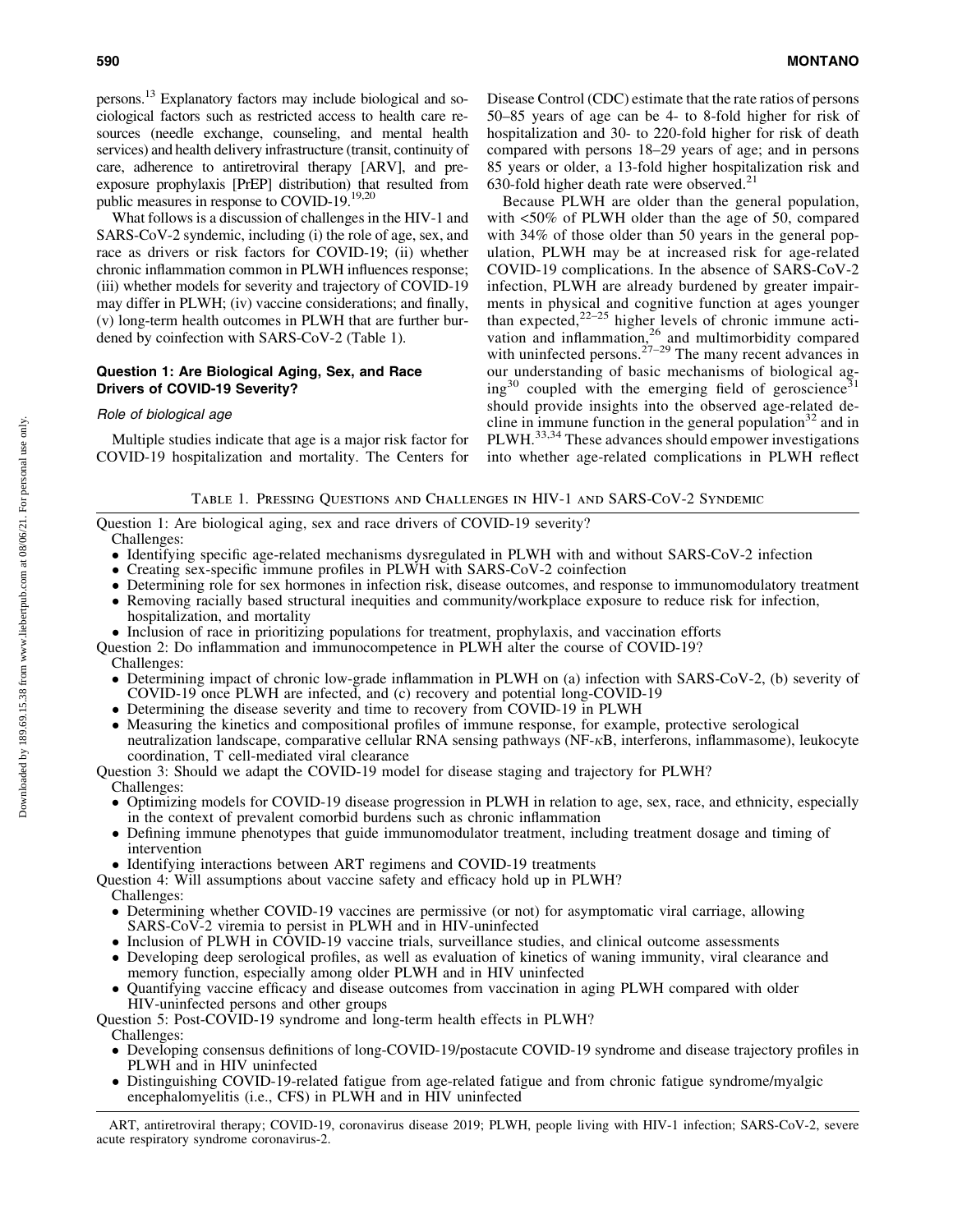persons.[13] Explanatory factors may include biological and sociological factors such as restricted access to health care resources (needle exchange, counseling, and mental health services) and health delivery infrastructure (transit, continuity of care, adherence to antiretroviral therapy [ARV], and pre-exposure prophylaxis [PrEP] distribution) that resulted from public measures in response to COVID-19.[19,20]

What follows is a discussion of challenges in the HIV-1 and SARS-CoV-2 syndemic, including (i) the role of age, sex, and race as drivers or risk factors for COVID-19; (ii) whether chronic inflammation common in PLWH influences response; (iii) whether models for severity and trajectory of COVID-19 may differ in PLWH; (iv) vaccine considerations; and finally, (v) long-term health outcomes in PLWH that are further burdened by coinfection with SARS-CoV-2 (Table 1).

## Question 1: Are Biological Aging, Sex, and Race Drivers of COVID-19 Severity?

### *Role of biological age*

Multiple studies indicate that age is a major risk factor for COVID-19 hospitalization and mortality. The Centers for Disease Control (CDC) estimate that the rate ratios of persons 50–85 years of age can be 4- to 8-fold higher for risk of hospitalization and 30- to 220-fold higher for risk of death compared with persons 18–29 years of age; and in persons 85 years or older, a 13-fold higher hospitalization risk and 630-fold higher death rate were observed.[21]

Because PLWH are older than the general population, with <50% of PLWH older than the age of 50, compared with 34% of those older than 50 years in the general population, PLWH may be at increased risk for age-related COVID-19 complications. In the absence of SARS-CoV-2 infection, PLWH are already burdened by greater impairments in physical and cognitive function at ages younger than expected,[22–25] higher levels of chronic immune activation and inflammation,[26] and multimorbidity compared with uninfected persons.[27–29] The many recent advances in our understanding of basic mechanisms of biological aging[30] coupled with the emerging field of geroscience[31] should provide insights into the observed age-related decline in immune function in the general population[32] and in PLWH.[33,34] These advances should empower investigations into whether age-related complications in PLWH reflect

Table 1. Pressing Questions and Challenges in HIV-1 and SARS-CoV-2 Syndemic

Question 1: Are biological aging, sex and race drivers of COVID-19 severity?

Challenges:

- Identifying specific age-related mechanisms dysregulated in PLWH with and without SARS-CoV-2 infection
- Creating sex-specific immune profiles in PLWH with SARS-CoV-2 coinfection
- Determining role for sex hormones in infection risk, disease outcomes, and response to immunomodulatory treatment
- Removing racially based structural inequities and community/workplace exposure to reduce risk for infection, hospitalization, and mortality
- Inclusion of race in prioritizing populations for treatment, prophylaxis, and vaccination efforts

Question 2: Do inflammation and immunocompetence in PLWH alter the course of COVID-19?

Challenges:

- Determining impact of chronic low-grade inflammation in PLWH on (a) infection with SARS-CoV-2, (b) severity of COVID-19 once PLWH are infected, and (c) recovery and potential long-COVID-19
- Determining the disease severity and time to recovery from COVID-19 in PLWH
- Measuring the kinetics and compositional profiles of immune response, for example, protective serological neutralization landscape, comparative cellular RNA sensing pathways (NF-$\kappa$B, interferons, inflammasome), leukocyte coordination, T cell-mediated viral clearance

Question 3: Should we adapt the COVID-19 model for disease staging and trajectory for PLWH?

Challenges:

- Optimizing models for COVID-19 disease progression in PLWH in relation to age, sex, race, and ethnicity, especially in the context of prevalent comorbid burdens such as chronic inflammation
- Defining immune phenotypes that guide immunomodulator treatment, including treatment dosage and timing of intervention
- Identifying interactions between ART regimens and COVID-19 treatments

Question 4: Will assumptions about vaccine safety and efficacy hold up in PLWH?

Challenges:

- Determining whether COVID-19 vaccines are permissive (or not) for asymptomatic viral carriage, allowing SARS-CoV-2 viremia to persist in PLWH and in HIV-uninfected
- Inclusion of PLWH in COVID-19 vaccine trials, surveillance studies, and clinical outcome assessments
- Developing deep serological profiles, as well as evaluation of kinetics of waning immunity, viral clearance and memory function, especially among older PLWH and in HIV uninfected
- Quantifying vaccine efficacy and disease outcomes from vaccination in aging PLWH compared with older HIV-uninfected persons and other groups

Question 5: Post-COVID-19 syndrome and long-term health effects in PLWH?

Challenges:

- Developing consensus definitions of long-COVID-19/postacute COVID-19 syndrome and disease trajectory profiles in PLWH and in HIV uninfected
- Distinguishing COVID-19-related fatigue from age-related fatigue and from chronic fatigue syndrome/myalgic encephalomyelitis (i.e., CFS) in PLWH and in HIV uninfected

ART, antiretroviral therapy; COVID-19, coronavirus disease 2019; PLWH, people living with HIV-1 infection; SARS-CoV-2, severe acute respiratory syndrome coronavirus-2.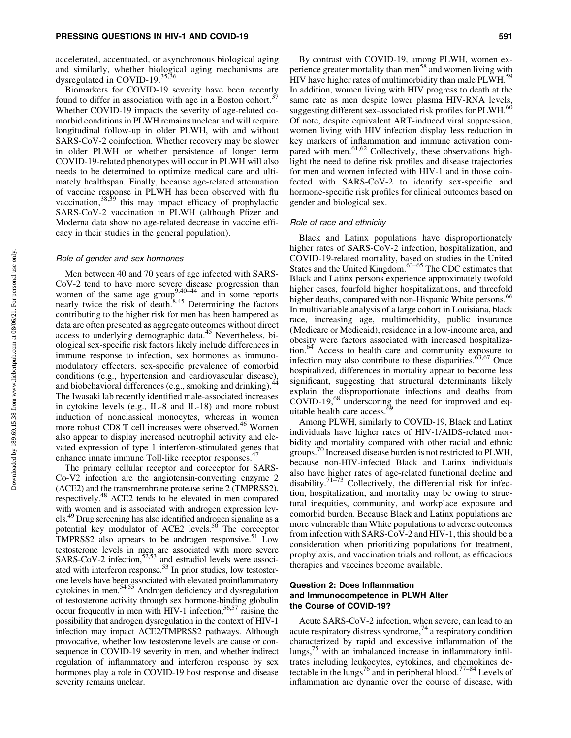accelerated, accentuated, or asynchronous biological aging and similarly, whether biological aging mechanisms are dysregulated in COVID-19.[35,36]

Biomarkers for COVID-19 severity have been recently found to differ in association with age in a Boston cohort.[37] Whether COVID-19 impacts the severity of age-related comorbid conditions in PLWH remains unclear and will require longitudinal follow-up in older PLWH, with and without SARS-CoV-2 coinfection. Whether recovery may be slower in older PLWH or whether persistence of longer term COVID-19-related phenotypes will occur in PLWH will also needs to be determined to optimize medical care and ultimately healthspan. Finally, because age-related attenuation of vaccine response in PLWH has been observed with flu vaccination,[38,39] this may impact efficacy of prophylactic SARS-CoV-2 vaccination in PLWH (although Pfizer and Moderna data show no age-related decrease in vaccine efficacy in their studies in the general population).

#### *Role of gender and sex hormones*

Men between 40 and 70 years of age infected with SARS-CoV-2 tend to have more severe disease progression than women of the same age group[9,40–44] and in some reports nearly twice the risk of death.[8,45] Determining the factors contributing to the higher risk for men has been hampered as data are often presented as aggregate outcomes without direct access to underlying demographic data.[45] Nevertheless, biological sex-specific risk factors likely include differences in immune response to infection, sex hormones as immunomodulatory effectors, sex-specific prevalence of comorbid conditions (e.g., hypertension and cardiovascular disease), and biobehavioral differences (e.g., smoking and drinking).[44] The Iwasaki lab recently identified male-associated increases in cytokine levels (e.g., IL-8 and IL-18) and more robust induction of nonclassical monocytes, whereas in women more robust CD8 T cell increases were observed.[46] Women also appear to display increased neutrophil activity and elevated expression of type 1 interferon-stimulated genes that enhance innate immune Toll-like receptor responses.[47]

The primary cellular receptor and coreceptor for SARS-Co-V2 infection are the angiotensin-converting enzyme 2 (ACE2) and the transmembrane protease serine 2 (TMPRSS2), respectively.[48] ACE2 tends to be elevated in men compared with women and is associated with androgen expression levels.[49] Drug screening has also identified androgen signaling as a potential key modulator of ACE2 levels.[50] The coreceptor TMPRSS2 also appears to be androgen responsive.[51] Low testosterone levels in men are associated with more severe SARS-CoV-2 infection,[52,53] and estradiol levels were associated with interferon response.[53] In prior studies, low testosterone levels have been associated with elevated proinflammatory cytokines in men.[54,55] Androgen deficiency and dysregulation of testosterone activity through sex hormone-binding globulin occur frequently in men with HIV-1 infection,[56,57] raising the possibility that androgen dysregulation in the context of HIV-1 infection may impact ACE2/TMPRSS2 pathways. Although provocative, whether low testosterone levels are cause or consequence in COVID-19 severity in men, and whether indirect regulation of inflammatory and interferon response by sex hormones play a role in COVID-19 host response and disease severity remains unclear.

By contrast with COVID-19, among PLWH, women experience greater mortality than men[58] and women living with HIV have higher rates of multimorbidity than male PLWH.[59] In addition, women living with HIV progress to death at the same rate as men despite lower plasma HIV-RNA levels, suggesting different sex-associated risk profiles for PLWH.[60] Of note, despite equivalent ART-induced viral suppression, women living with HIV infection display less reduction in key markers of inflammation and immune activation compared with men.[61,62] Collectively, these observations highlight the need to define risk profiles and disease trajectories for men and women infected with HIV-1 and in those coinfected with SARS-CoV-2 to identify sex-specific and hormone-specific risk profiles for clinical outcomes based on gender and biological sex.

#### *Role of race and ethnicity*

Black and Latinx populations have disproportionately higher rates of SARS-CoV-2 infection, hospitalization, and COVID-19-related mortality, based on studies in the United States and the United Kingdom.[63–65] The CDC estimates that Black and Latinx persons experience approximately twofold higher cases, fourfold higher hospitalizations, and threefold higher deaths, compared with non-Hispanic White persons.[66] In multivariable analysis of a large cohort in Louisiana, black race, increasing age, multimorbidity, public insurance (Medicare or Medicaid), residence in a low-income area, and obesity were factors associated with increased hospitalization.[64] Access to health care and community exposure to infection may also contribute to these disparities.[63,67] Once hospitalized, differences in mortality appear to become less significant, suggesting that structural determinants likely explain the disproportionate infections and deaths from COVID-19,[68] underscoring the need for improved and equitable health care access.[69]

Among PLWH, similarly to COVID-19, Black and Latinx individuals have higher rates of HIV-1/AIDS-related morbidity and mortality compared with other racial and ethnic groups.[70] Increased disease burden is not restricted to PLWH, because non-HIV-infected Black and Latinx individuals also have higher rates of age-related functional decline and disability.[71–73] Collectively, the differential risk for infection, hospitalization, and mortality may be owing to structural inequities, community, and workplace exposure and comorbid burden. Because Black and Latinx populations are more vulnerable than White populations to adverse outcomes from infection with SARS-CoV-2 and HIV-1, this should be a consideration when prioritizing populations for treatment, prophylaxis, and vaccination trials and rollout, as efficacious therapies and vaccines become available.

### Question 2: Does Inflammation and Immunocompetence in PLWH Alter the Course of COVID-19?

Acute SARS-CoV-2 infection, when severe, can lead to an acute respiratory distress syndrome,[74] a respiratory condition characterized by rapid and excessive increase in inflammation of the lungs,[75] with an imbalanced increase in inflammatory infiltrates including leukocytes, cytokines, and chemokines detectable in the lungs[76] and in peripheral blood.[77–84] Levels of inflammation are dynamic over the course of disease, with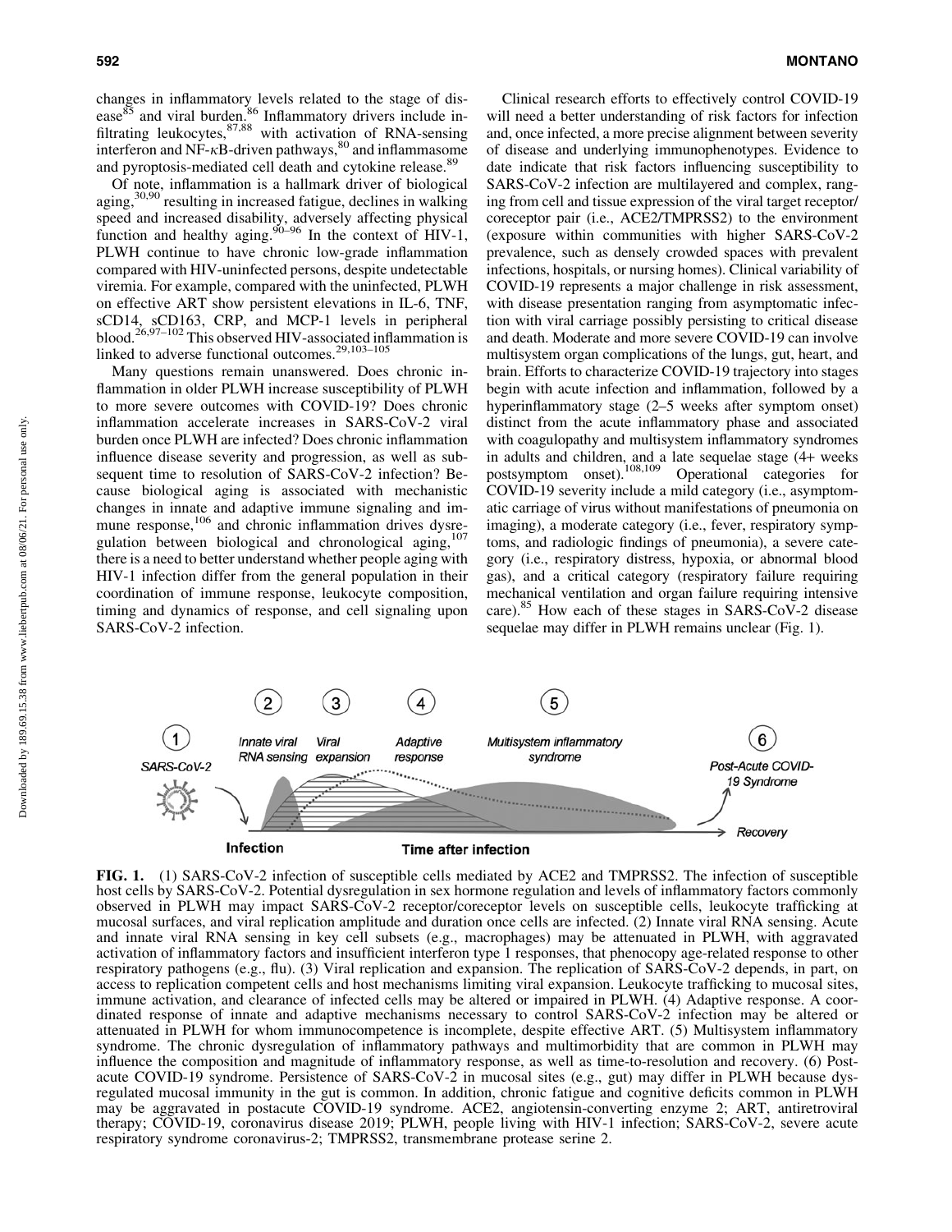changes in inflammatory levels related to the stage of disease[85] and viral burden.[86] Inflammatory drivers include infiltrating leukocytes,[87,88] with activation of RNA-sensing interferon and NF-κB-driven pathways,[80] and inflammasome and pyroptosis-mediated cell death and cytokine release.[89]

Of note, inflammation is a hallmark driver of biological aging,[30,90] resulting in increased fatigue, declines in walking speed and increased disability, adversely affecting physical function and healthy aging.[90–96] In the context of HIV-1, PLWH continue to have chronic low-grade inflammation compared with HIV-uninfected persons, despite undetectable viremia. For example, compared with the uninfected, PLWH on effective ART show persistent elevations in IL-6, TNF, sCD14, sCD163, CRP, and MCP-1 levels in peripheral blood.[26,97–102] This observed HIV-associated inflammation is linked to adverse functional outcomes.[29,103–105]

Many questions remain unanswered. Does chronic inflammation in older PLWH increase susceptibility of PLWH to more severe outcomes with COVID-19? Does chronic inflammation accelerate increases in SARS-CoV-2 viral burden once PLWH are infected? Does chronic inflammation influence disease severity and progression, as well as subsequent time to resolution of SARS-CoV-2 infection? Because biological aging is associated with mechanistic changes in innate and adaptive immune signaling and immune response,[106] and chronic inflammation drives dysregulation between biological and chronological aging,[107] there is a need to better understand whether people aging with HIV-1 infection differ from the general population in their coordination of immune response, leukocyte composition, timing and dynamics of response, and cell signaling upon SARS-CoV-2 infection.

Clinical research efforts to effectively control COVID-19 will need a better understanding of risk factors for infection and, once infected, a more precise alignment between severity of disease and underlying immunophenotypes. Evidence to date indicate that risk factors influencing susceptibility to SARS-CoV-2 infection are multilayered and complex, ranging from cell and tissue expression of the viral target receptor/coreceptor pair (i.e., ACE2/TMPRSS2) to the environment (exposure within communities with higher SARS-CoV-2 prevalence, such as densely crowded spaces with prevalent infections, hospitals, or nursing homes). Clinical variability of COVID-19 represents a major challenge in risk assessment, with disease presentation ranging from asymptomatic infection with viral carriage possibly persisting to critical disease and death. Moderate and more severe COVID-19 can involve multisystem organ complications of the lungs, gut, heart, and brain. Efforts to characterize COVID-19 trajectory into stages begin with acute infection and inflammation, followed by a hyperinflammatory stage (2–5 weeks after symptom onset) distinct from the acute inflammatory phase and associated with coagulopathy and multisystem inflammatory syndromes in adults and children, and a late sequelae stage (4+ weeks postsymptom onset).[108,109] Operational categories for COVID-19 severity include a mild category (i.e., asymptomatic carriage of virus without manifestations of pneumonia on imaging), a moderate category (i.e., fever, respiratory symptoms, and radiologic findings of pneumonia), a severe category (i.e., respiratory distress, hypoxia, or abnormal blood gas), and a critical category (respiratory failure requiring mechanical ventilation and organ failure requiring intensive care).[85] How each of these stages in SARS-CoV-2 disease sequelae may differ in PLWH remains unclear (Fig. 1).

**FIG. 1.** (1) SARS-CoV-2 infection of susceptible cells mediated by ACE2 and TMPRSS2. The infection of susceptible host cells by SARS-CoV-2. Potential dysregulation in sex hormone regulation and levels of inflammatory factors commonly observed in PLWH may impact SARS-CoV-2 receptor/coreceptor levels on susceptible cells, leukocyte trafficking at mucosal surfaces, and viral replication amplitude and duration once cells are infected. (2) Innate viral RNA sensing. Acute and innate viral RNA sensing in key cell subsets (e.g., macrophages) may be attenuated in PLWH, with aggravated activation of inflammatory factors and insufficient interferon type 1 responses, that phenocopy age-related response to other respiratory pathogens (e.g., flu). (3) Viral replication and expansion. The replication of SARS-CoV-2 depends, in part, on access to replication competent cells and host mechanisms limiting viral expansion. Leukocyte trafficking to mucosal sites, immune activation, and clearance of infected cells may be altered or impaired in PLWH. (4) Adaptive response. A coordinated response of innate and adaptive mechanisms necessary to control SARS-CoV-2 infection may be altered or attenuated in PLWH for whom immunocompetence is incomplete, despite effective ART. (5) Multisystem inflammatory syndrome. The chronic dysregulation of inflammatory pathways and multimorbidity that are common in PLWH may influence the composition and magnitude of inflammatory response, as well as time-to-resolution and recovery. (6) Postacute COVID-19 syndrome. Persistence of SARS-CoV-2 in mucosal sites (e.g., gut) may differ in PLWH because dysregulated mucosal immunity in the gut is common. In addition, chronic fatigue and cognitive deficits common in PLWH may be aggravated in postacute COVID-19 syndrome. ACE2, angiotensin-converting enzyme 2; ART, antiretroviral therapy; COVID-19, coronavirus disease 2019; PLWH, people living with HIV-1 infection; SARS-CoV-2, severe acute respiratory syndrome coronavirus-2; TMPRSS2, transmembrane protease serine 2.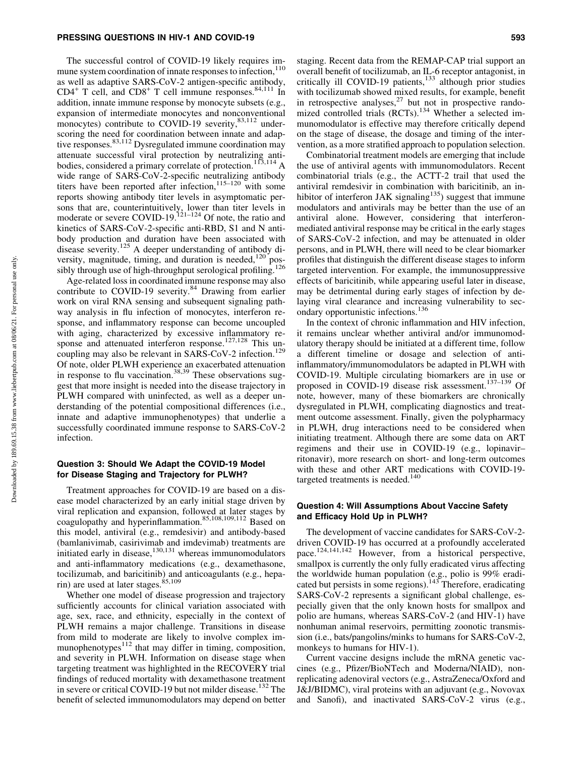The successful control of COVID-19 likely requires immune system coordination of innate responses to infection,[110] as well as adaptive SARS-CoV-2 antigen-specific antibody, $CD4^+$ T cell, and $CD8^+$ T cell immune responses.[84,111] In addition, innate immune response by monocyte subsets (e.g., expansion of intermediate monocytes and nonconventional monocytes) contribute to COVID-19 severity,[83,112] underscoring the need for coordination between innate and adaptive responses.[83,112] Dysregulated immune coordination may attenuate successful viral protection by neutralizing antibodies, considered a primary correlate of protection.[113,114] A wide range of SARS-CoV-2-specific neutralizing antibody titers have been reported after infection,[115–120] with some reports showing antibody titer levels in asymptomatic persons that are, counterintuitively, lower than titer levels in moderate or severe COVID-19.[121–124] Of note, the ratio and kinetics of SARS-CoV-2-specific anti-RBD, S1 and N antibody production and duration have been associated with disease severity.[125] A deeper understanding of antibody diversity, magnitude, timing, and duration is needed,[120] possibly through use of high-throughput serological profiling.[126]

Age-related loss in coordinated immune response may also contribute to COVID-19 severity.[84] Drawing from earlier work on viral RNA sensing and subsequent signaling pathway analysis in flu infection of monocytes, interferon response, and inflammatory response can become uncoupled with aging, characterized by excessive inflammatory response and attenuated interferon response.[127,128] This uncoupling may also be relevant in SARS-CoV-2 infection.[129] Of note, older PLWH experience an exacerbated attenuation in response to flu vaccination.[38,39] These observations suggest that more insight is needed into the disease trajectory in PLWH compared with uninfected, as well as a deeper understanding of the potential compositional differences (i.e., innate and adaptive immunophenotypes) that underlie a successfully coordinated immune response to SARS-CoV-2 infection.

### Question 3: Should We Adapt the COVID-19 Model for Disease Staging and Trajectory for PLWH?

Treatment approaches for COVID-19 are based on a disease model characterized by an early initial stage driven by viral replication and expansion, followed at later stages by coagulopathy and hyperinflammation.[85,108,109,112] Based on this model, antiviral (e.g., remdesivir) and antibody-based (bamlanivimab, casirivimab and imdevimab) treatments are initiated early in disease,[130,131] whereas immunomodulators and anti-inflammatory medications (e.g., dexamethasone, tocilizumab, and baricitinib) and anticoagulants (e.g., heparin) are used at later stages.[85,109]

Whether one model of disease progression and trajectory sufficiently accounts for clinical variation associated with age, sex, race, and ethnicity, especially in the context of PLWH remains a major challenge. Transitions in disease from mild to moderate are likely to involve complex immunophenotypes[112] that may differ in timing, composition, and severity in PLWH. Information on disease stage when targeting treatment was highlighted in the RECOVERY trial findings of reduced mortality with dexamethasone treatment in severe or critical COVID-19 but not milder disease.[132] The benefit of selected immunomodulators may depend on better staging. Recent data from the REMAP-CAP trial support an overall benefit of tocilizumab, an IL-6 receptor antagonist, in critically ill COVID-19 patients,[133] although prior studies with tocilizumab showed mixed results, for example, benefit in retrospective analyses,[27] but not in prospective randomized controlled trials (RCTs).[134] Whether a selected immunomodulator is effective may therefore critically depend on the stage of disease, the dosage and timing of the intervention, as a more stratified approach to population selection.

Combinatorial treatment models are emerging that include the use of antiviral agents with immunomodulators. Recent combinatorial trials (e.g., the ACTT-2 trail that used the antiviral remdesivir in combination with baricitinib, an inhibitor of interferon JAK signaling[135]) suggest that immune modulators and antivirals may be better than the use of an antiviral alone. However, considering that interferon-mediated antiviral response may be critical in the early stages of SARS-CoV-2 infection, and may be attenuated in older persons, and in PLWH, there will need to be clear biomarker profiles that distinguish the different disease stages to inform targeted intervention. For example, the immunosuppressive effects of baricitinib, while appearing useful later in disease, may be detrimental during early stages of infection by delaying viral clearance and increasing vulnerability to secondary opportunistic infections.[136]

In the context of chronic inflammation and HIV infection, it remains unclear whether antiviral and/or immunomodulatory therapy should be initiated at a different time, follow a different timeline or dosage and selection of anti-inflammatory/immunomodulators be adapted in PLWH with COVID-19. Multiple circulating biomarkers are in use or proposed in COVID-19 disease risk assessment.[137–139] Of note, however, many of these biomarkers are chronically dysregulated in PLWH, complicating diagnostics and treatment outcome assessment. Finally, given the polypharmacy in PLWH, drug interactions need to be considered when initiating treatment. Although there are some data on ART regimens and their use in COVID-19 (e.g., lopinavir–ritonavir), more research on short- and long-term outcomes with these and other ART medications with COVID-19-targeted treatments is needed.[140]

### Question 4: Will Assumptions About Vaccine Safety and Efficacy Hold Up in PLWH?

The development of vaccine candidates for SARS-CoV-2-driven COVID-19 has occurred at a profoundly accelerated pace.[124,141,142] However, from a historical perspective, smallpox is currently the only fully eradicated virus affecting the worldwide human population (e.g., polio is 99% eradicated but persists in some regions).[143] Therefore, eradicating SARS-CoV-2 represents a significant global challenge, especially given that the only known hosts for smallpox and polio are humans, whereas SARS-CoV-2 (and HIV-1) have nonhuman animal reservoirs, permitting zoonotic transmission (i.e., bats/pangolins/minks to humans for SARS-CoV-2, monkeys to humans for HIV-1).

Current vaccine designs include the mRNA genetic vaccines (e.g., Pfizer/BioNTech and Moderna/NIAID), nonreplicating adenoviral vectors (e.g., AstraZeneca/Oxford and J&J/BIDMC), viral proteins with an adjuvant (e.g., Novovax and Sanofi), and inactivated SARS-CoV-2 virus (e.g.,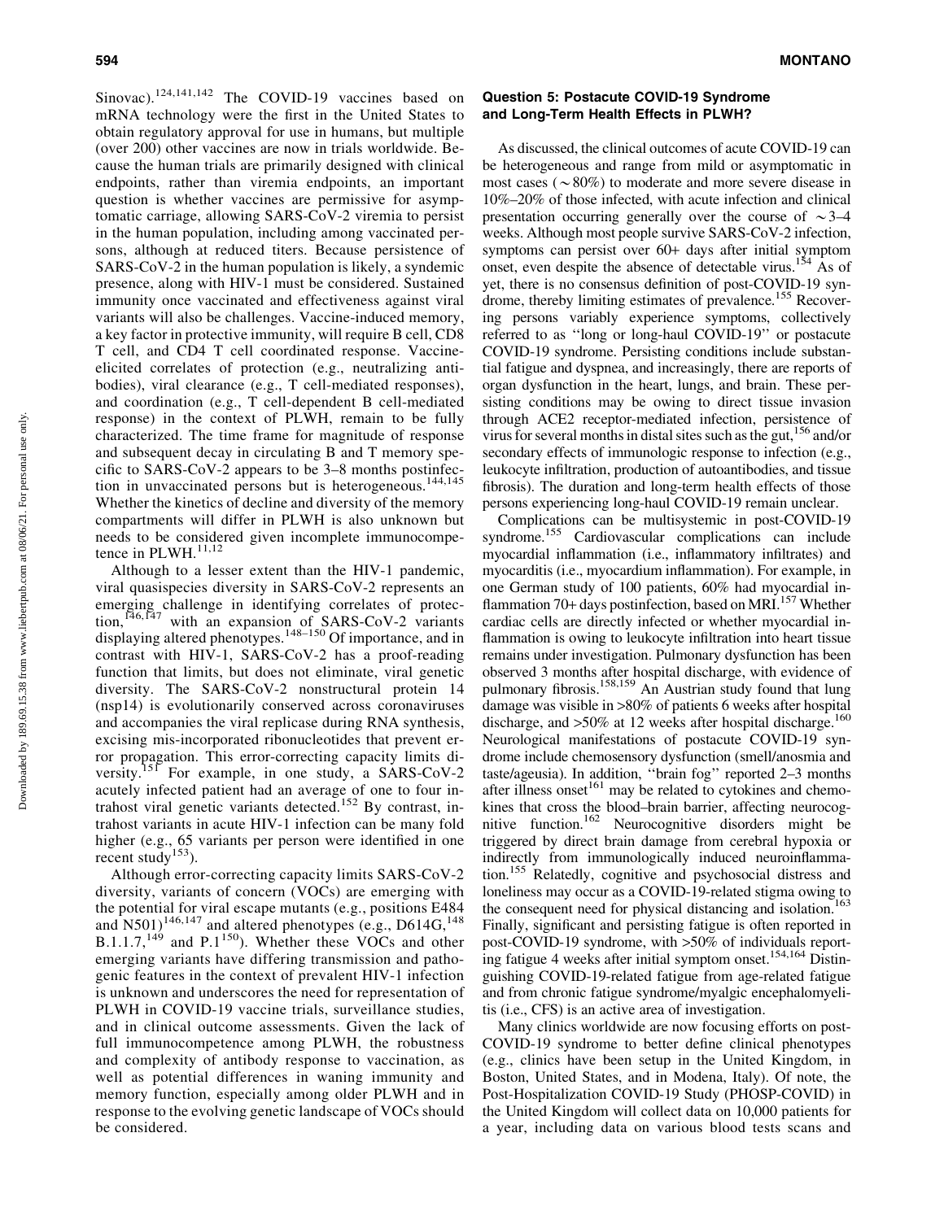Sinovac).[124,141,142] The COVID-19 vaccines based on mRNA technology were the first in the United States to obtain regulatory approval for use in humans, but multiple (over 200) other vaccines are now in trials worldwide. Because the human trials are primarily designed with clinical endpoints, rather than viremia endpoints, an important question is whether vaccines are permissive for asymptomatic carriage, allowing SARS-CoV-2 viremia to persist in the human population, including among vaccinated persons, although at reduced titers. Because persistence of SARS-CoV-2 in the human population is likely, a syndemic presence, along with HIV-1 must be considered. Sustained immunity once vaccinated and effectiveness against viral variants will also be challenges. Vaccine-induced memory, a key factor in protective immunity, will require B cell, CD8 T cell, and CD4 T cell coordinated response. Vaccine-elicited correlates of protection (e.g., neutralizing antibodies), viral clearance (e.g., T cell-mediated responses), and coordination (e.g., T cell-dependent B cell-mediated response) in the context of PLWH, remain to be fully characterized. The time frame for magnitude of response and subsequent decay in circulating B and T memory specific to SARS-CoV-2 appears to be 3–8 months postinfection in unvaccinated persons but is heterogeneous.[144,145] Whether the kinetics of decline and diversity of the memory compartments will differ in PLWH is also unknown but needs to be considered given incomplete immunocompetence in PLWH.[11,12]

Although to a lesser extent than the HIV-1 pandemic, viral quasispecies diversity in SARS-CoV-2 represents an emerging challenge in identifying correlates of protection,[146,147] with an expansion of SARS-CoV-2 variants displaying altered phenotypes.[148–150] Of importance, and in contrast with HIV-1, SARS-CoV-2 has a proof-reading function that limits, but does not eliminate, viral genetic diversity. The SARS-CoV-2 nonstructural protein 14 (nsp14) is evolutionarily conserved across coronaviruses and accompanies the viral replicase during RNA synthesis, excising mis-incorporated ribonucleotides that prevent error propagation. This error-correcting capacity limits diversity.[151] For example, in one study, a SARS-CoV-2 acutely infected patient had an average of one to four intrahost viral genetic variants detected.[152] By contrast, intrahost variants in acute HIV-1 infection can be many fold higher (e.g., 65 variants per person were identified in one recent study[153]).

Although error-correcting capacity limits SARS-CoV-2 diversity, variants of concern (VOCs) are emerging with the potential for viral escape mutants (e.g., positions E484 and N501)[146,147] and altered phenotypes (e.g., D614G,[148] B.1.1.7,[149] and P.1[150]). Whether these VOCs and other emerging variants have differing transmission and pathogenic features in the context of prevalent HIV-1 infection is unknown and underscores the need for representation of PLWH in COVID-19 vaccine trials, surveillance studies, and in clinical outcome assessments. Given the lack of full immunocompetence among PLWH, the robustness and complexity of antibody response to vaccination, as well as potential differences in waning immunity and memory function, especially among older PLWH and in response to the evolving genetic landscape of VOCs should be considered.

### Question 5: Postacute COVID-19 Syndrome and Long-Term Health Effects in PLWH?

As discussed, the clinical outcomes of acute COVID-19 can be heterogeneous and range from mild or asymptomatic in most cases (∼80%) to moderate and more severe disease in 10%–20% of those infected, with acute infection and clinical presentation occurring generally over the course of ∼3–4 weeks. Although most people survive SARS-CoV-2 infection, symptoms can persist over 60+ days after initial symptom onset, even despite the absence of detectable virus.[154] As of yet, there is no consensus definition of post-COVID-19 syndrome, thereby limiting estimates of prevalence.[155] Recovering persons variably experience symptoms, collectively referred to as ''long or long-haul COVID-19'' or postacute COVID-19 syndrome. Persisting conditions include substantial fatigue and dyspnea, and increasingly, there are reports of organ dysfunction in the heart, lungs, and brain. These persisting conditions may be owing to direct tissue invasion through ACE2 receptor-mediated infection, persistence of virus for several months in distal sites such as the gut,[156] and/or secondary effects of immunologic response to infection (e.g., leukocyte infiltration, production of autoantibodies, and tissue fibrosis). The duration and long-term health effects of those persons experiencing long-haul COVID-19 remain unclear.

Complications can be multisystemic in post-COVID-19 syndrome.[155] Cardiovascular complications can include myocardial inflammation (i.e., inflammatory infiltrates) and myocarditis (i.e., myocardium inflammation). For example, in one German study of 100 patients, 60% had myocardial inflammation 70+ days postinfection, based on MRI.[157] Whether cardiac cells are directly infected or whether myocardial inflammation is owing to leukocyte infiltration into heart tissue remains under investigation. Pulmonary dysfunction has been observed 3 months after hospital discharge, with evidence of pulmonary fibrosis.[158,159] An Austrian study found that lung damage was visible in >80% of patients 6 weeks after hospital discharge, and >50% at 12 weeks after hospital discharge.[160] Neurological manifestations of postacute COVID-19 syndrome include chemosensory dysfunction (smell/anosmia and taste/ageusia). In addition, ''brain fog'' reported 2–3 months after illness onset[161] may be related to cytokines and chemokines that cross the blood–brain barrier, affecting neurocognitive function.[162] Neurocognitive disorders might be triggered by direct brain damage from cerebral hypoxia or indirectly from immunologically induced neuroinflammation.[155] Relatedly, cognitive and psychosocial distress and loneliness may occur as a COVID-19-related stigma owing to the consequent need for physical distancing and isolation.[163] Finally, significant and persisting fatigue is often reported in post-COVID-19 syndrome, with >50% of individuals reporting fatigue 4 weeks after initial symptom onset.[154,164] Distinguishing COVID-19-related fatigue from age-related fatigue and from chronic fatigue syndrome/myalgic encephalomyelitis (i.e., CFS) is an active area of investigation.

Many clinics worldwide are now focusing efforts on post-COVID-19 syndrome to better define clinical phenotypes (e.g., clinics have been setup in the United Kingdom, in Boston, United States, and in Modena, Italy). Of note, the Post-Hospitalization COVID-19 Study (PHOSP-COVID) in the United Kingdom will collect data on 10,000 patients for a year, including data on various blood tests scans and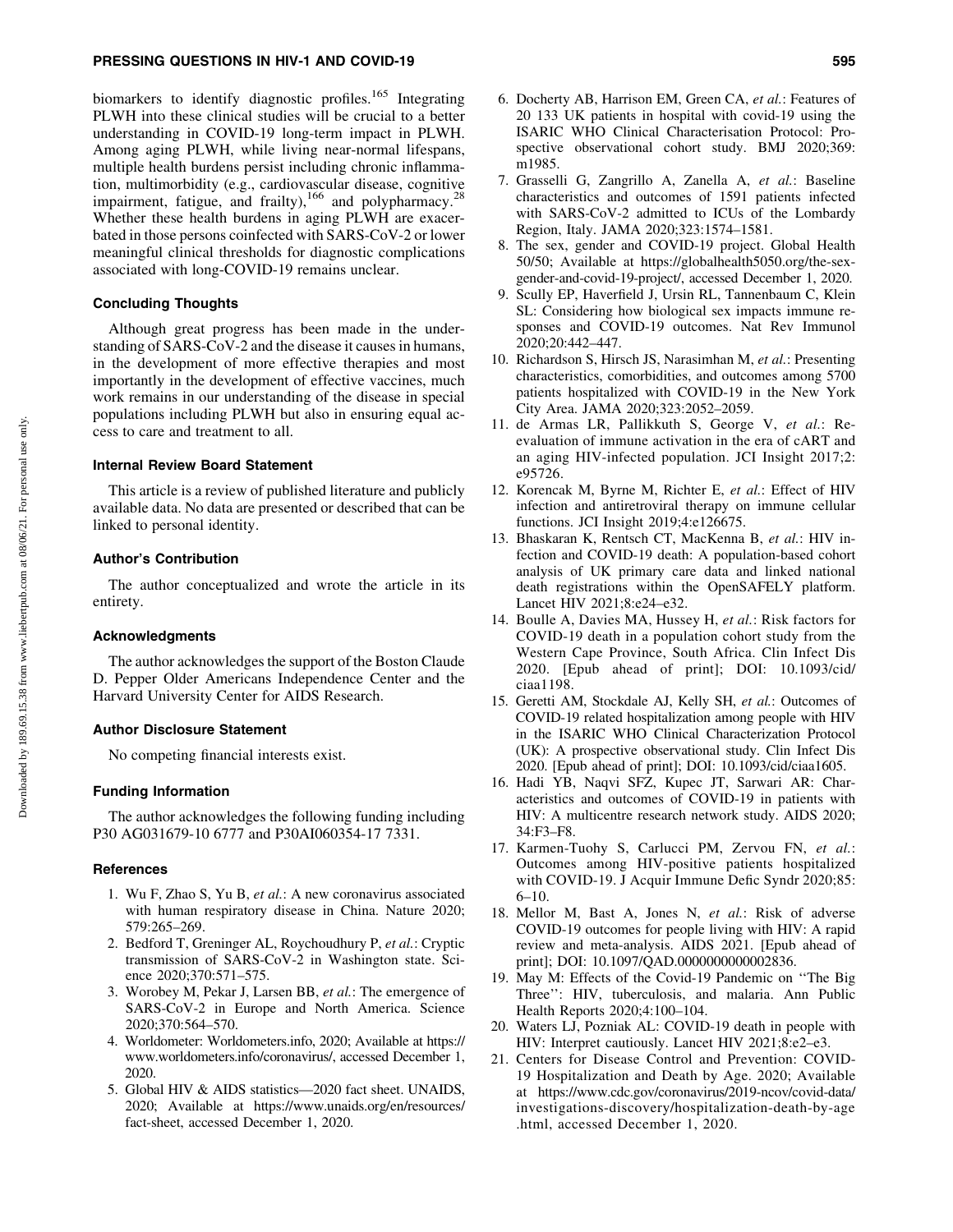biomarkers to identify diagnostic profiles.[165] Integrating PLWH into these clinical studies will be crucial to a better understanding in COVID-19 long-term impact in PLWH. Among aging PLWH, while living near-normal lifespans, multiple health burdens persist including chronic inflammation, multimorbidity (e.g., cardiovascular disease, cognitive impairment, fatigue, and frailty),[166] and polypharmacy.[28] Whether these health burdens in aging PLWH are exacerbated in those persons coinfected with SARS-CoV-2 or lower meaningful clinical thresholds for diagnostic complications associated with long-COVID-19 remains unclear.

### Concluding Thoughts

Although great progress has been made in the understanding of SARS-CoV-2 and the disease it causes in humans, in the development of more effective therapies and most importantly in the development of effective vaccines, much work remains in our understanding of the disease in special populations including PLWH but also in ensuring equal access to care and treatment to all.

### Internal Review Board Statement

This article is a review of published literature and publicly available data. No data are presented or described that can be linked to personal identity.

### Author's Contribution

The author conceptualized and wrote the article in its entirety.

### Acknowledgments

The author acknowledges the support of the Boston Claude D. Pepper Older Americans Independence Center and the Harvard University Center for AIDS Research.

### Author Disclosure Statement

No competing financial interests exist.

### Funding Information

The author acknowledges the following funding including P30 AG031679-10 6777 and P30AI060354-17 7331.

### References

1. Wu F, Zhao S, Yu B, *et al.*: A new coronavirus associated with human respiratory disease in China. Nature 2020; 579:265–269.
2. Bedford T, Greninger AL, Roychoudhury P, *et al.*: Cryptic transmission of SARS-CoV-2 in Washington state. Science 2020;370:571–575.
3. Worobey M, Pekar J, Larsen BB, *et al.*: The emergence of SARS-CoV-2 in Europe and North America. Science 2020;370:564–570.
4. Worldometer: Worldometers.info, 2020; Available at https://www.worldometers.info/coronavirus/, accessed December 1, 2020.
5. Global HIV & AIDS statistics—2020 fact sheet. UNAIDS, 2020; Available at https://www.unaids.org/en/resources/fact-sheet, accessed December 1, 2020.
6. Docherty AB, Harrison EM, Green CA, *et al.*: Features of 20 133 UK patients in hospital with covid-19 using the ISARIC WHO Clinical Characterisation Protocol: Prospective observational cohort study. BMJ 2020;369: m1985.
7. Grasselli G, Zangrillo A, Zanella A, *et al.*: Baseline characteristics and outcomes of 1591 patients infected with SARS-CoV-2 admitted to ICUs of the Lombardy Region, Italy. JAMA 2020;323:1574–1581.
8. The sex, gender and COVID-19 project. Global Health 50/50; Available at https://globalhealth5050.org/the-sex-gender-and-covid-19-project/, accessed December 1, 2020.
9. Scully EP, Haverfield J, Ursin RL, Tannenbaum C, Klein SL: Considering how biological sex impacts immune responses and COVID-19 outcomes. Nat Rev Immunol 2020;20:442–447.
10. Richardson S, Hirsch JS, Narasimhan M, *et al.*: Presenting characteristics, comorbidities, and outcomes among 5700 patients hospitalized with COVID-19 in the New York City Area. JAMA 2020;323:2052–2059.
11. de Armas LR, Pallikkuth S, George V, *et al.*: Reevaluation of immune activation in the era of cART and an aging HIV-infected population. JCI Insight 2017;2: e95726.
12. Korencak M, Byrne M, Richter E, *et al.*: Effect of HIV infection and antiretroviral therapy on immune cellular functions. JCI Insight 2019;4:e126675.
13. Bhaskaran K, Rentsch CT, MacKenna B, *et al.*: HIV infection and COVID-19 death: A population-based cohort analysis of UK primary care data and linked national death registrations within the OpenSAFELY platform. Lancet HIV 2021;8:e24–e32.
14. Boulle A, Davies MA, Hussey H, *et al.*: Risk factors for COVID-19 death in a population cohort study from the Western Cape Province, South Africa. Clin Infect Dis 2020. [Epub ahead of print]; DOI: 10.1093/cid/ciaa1198.
15. Geretti AM, Stockdale AJ, Kelly SH, *et al.*: Outcomes of COVID-19 related hospitalization among people with HIV in the ISARIC WHO Clinical Characterization Protocol (UK): A prospective observational study. Clin Infect Dis 2020. [Epub ahead of print]; DOI: 10.1093/cid/ciaa1605.
16. Hadi YB, Naqvi SFZ, Kupec JT, Sarwari AR: Characteristics and outcomes of COVID-19 in patients with HIV: A multicentre research network study. AIDS 2020; 34:F3–F8.
17. Karmen-Tuohy S, Carlucci PM, Zervou FN, *et al.*: Outcomes among HIV-positive patients hospitalized with COVID-19. J Acquir Immune Defic Syndr 2020;85: 6–10.
18. Mellor M, Bast A, Jones N, *et al.*: Risk of adverse COVID-19 outcomes for people living with HIV: A rapid review and meta-analysis. AIDS 2021. [Epub ahead of print]; DOI: 10.1097/QAD.0000000000002836.
19. May M: Effects of the Covid-19 Pandemic on ''The Big Three'': HIV, tuberculosis, and malaria. Ann Public Health Reports 2020;4:100–104.
20. Waters LJ, Pozniak AL: COVID-19 death in people with HIV: Interpret cautiously. Lancet HIV 2021;8:e2–e3.
21. Centers for Disease Control and Prevention: COVID-19 Hospitalization and Death by Age. 2020; Available at https://www.cdc.gov/coronavirus/2019-ncov/covid-data/investigations-discovery/hospitalization-death-by-age.html, accessed December 1, 2020.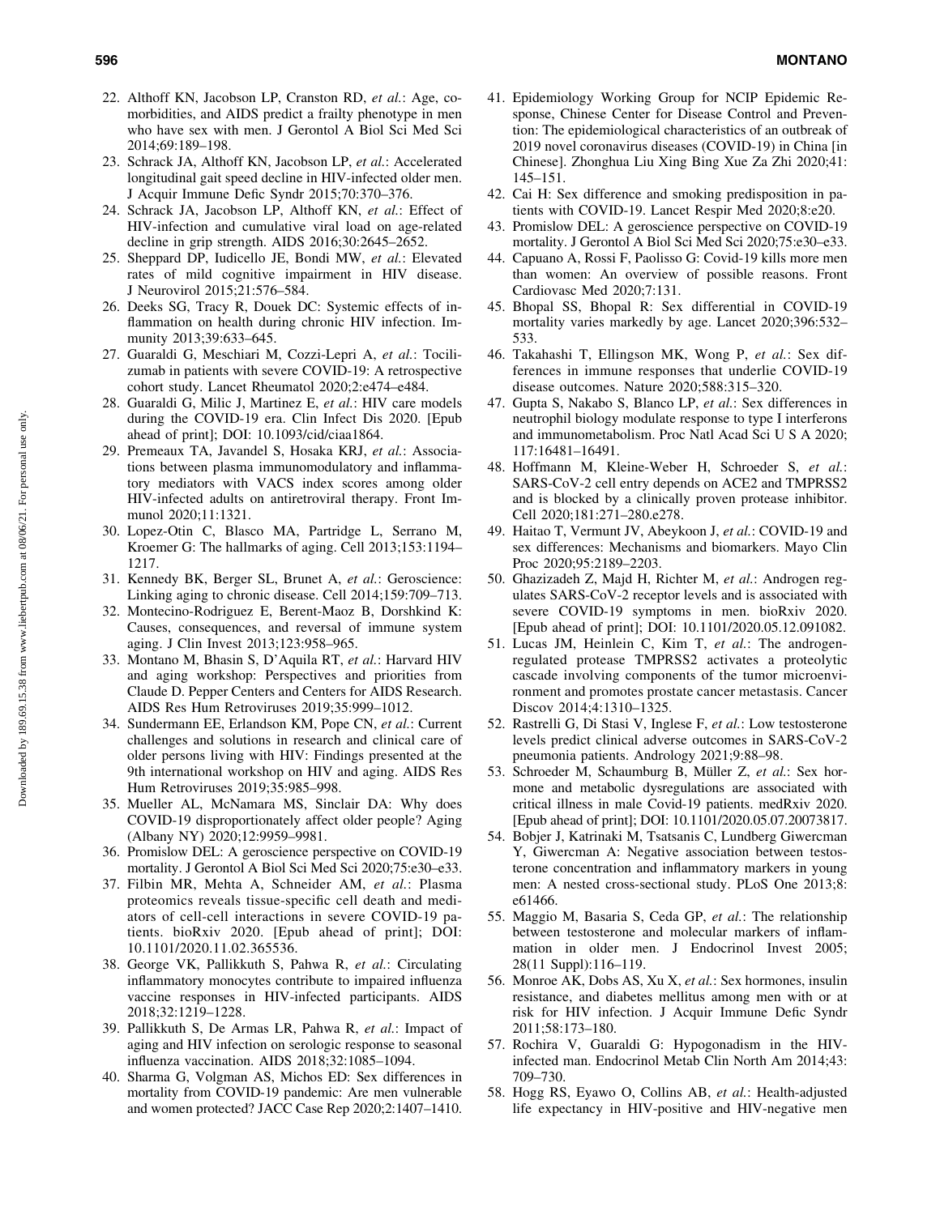22. Althoff KN, Jacobson LP, Cranston RD, *et al.*: Age, comorbidities, and AIDS predict a frailty phenotype in men who have sex with men. J Gerontol A Biol Sci Med Sci 2014;69:189–198.
23. Schrack JA, Althoff KN, Jacobson LP, *et al.*: Accelerated longitudinal gait speed decline in HIV-infected older men. J Acquir Immune Defic Syndr 2015;70:370–376.
24. Schrack JA, Jacobson LP, Althoff KN, *et al.*: Effect of HIV-infection and cumulative viral load on age-related decline in grip strength. AIDS 2016;30:2645–2652.
25. Sheppard DP, Iudicello JE, Bondi MW, *et al.*: Elevated rates of mild cognitive impairment in HIV disease. J Neurovirol 2015;21:576–584.
26. Deeks SG, Tracy R, Douek DC: Systemic effects of inflammation on health during chronic HIV infection. Immunity 2013;39:633–645.
27. Guaraldi G, Meschiari M, Cozzi-Lepri A, *et al.*: Tocilizumab in patients with severe COVID-19: A retrospective cohort study. Lancet Rheumatol 2020;2:e474–e484.
28. Guaraldi G, Milic J, Martinez E, *et al.*: HIV care models during the COVID-19 era. Clin Infect Dis 2020. [Epub ahead of print]; DOI: 10.1093/cid/ciaa1864.
29. Premeaux TA, Javandel S, Hosaka KRJ, *et al.*: Associations between plasma immunomodulatory and inflammatory mediators with VACS index scores among older HIV-infected adults on antiretroviral therapy. Front Immunol 2020;11:1321.
30. Lopez-Otin C, Blasco MA, Partridge L, Serrano M, Kroemer G: The hallmarks of aging. Cell 2013;153:1194–1217.
31. Kennedy BK, Berger SL, Brunet A, *et al.*: Geroscience: Linking aging to chronic disease. Cell 2014;159:709–713.
32. Montecino-Rodriguez E, Berent-Maoz B, Dorshkind K: Causes, consequences, and reversal of immune system aging. J Clin Invest 2013;123:958–965.
33. Montano M, Bhasin S, D'Aquila RT, *et al.*: Harvard HIV and aging workshop: Perspectives and priorities from Claude D. Pepper Centers and Centers for AIDS Research. AIDS Res Hum Retroviruses 2019;35:999–1012.
34. Sundermann EE, Erlandson KM, Pope CN, *et al.*: Current challenges and solutions in research and clinical care of older persons living with HIV: Findings presented at the 9th international workshop on HIV and aging. AIDS Res Hum Retroviruses 2019;35:985–998.
35. Mueller AL, McNamara MS, Sinclair DA: Why does COVID-19 disproportionately affect older people? Aging (Albany NY) 2020;12:9959–9981.
36. Promislow DEL: A geroscience perspective on COVID-19 mortality. J Gerontol A Biol Sci Med Sci 2020;75:e30–e33.
37. Filbin MR, Mehta A, Schneider AM, *et al.*: Plasma proteomics reveals tissue-specific cell death and mediators of cell-cell interactions in severe COVID-19 patients. bioRxiv 2020. [Epub ahead of print]; DOI: 10.1101/2020.11.02.365536.
38. George VK, Pallikkuth S, Pahwa R, *et al.*: Circulating inflammatory monocytes contribute to impaired influenza vaccine responses in HIV-infected participants. AIDS 2018;32:1219–1228.
39. Pallikkuth S, De Armas LR, Pahwa R, *et al.*: Impact of aging and HIV infection on serologic response to seasonal influenza vaccination. AIDS 2018;32:1085–1094.
40. Sharma G, Volgman AS, Michos ED: Sex differences in mortality from COVID-19 pandemic: Are men vulnerable and women protected? JACC Case Rep 2020;2:1407–1410.
41. Epidemiology Working Group for NCIP Epidemic Response, Chinese Center for Disease Control and Prevention: The epidemiological characteristics of an outbreak of 2019 novel coronavirus diseases (COVID-19) in China [in Chinese]. Zhonghua Liu Xing Bing Xue Za Zhi 2020;41: 145–151.
42. Cai H: Sex difference and smoking predisposition in patients with COVID-19. Lancet Respir Med 2020;8:e20.
43. Promislow DEL: A geroscience perspective on COVID-19 mortality. J Gerontol A Biol Sci Med Sci 2020;75:e30–e33.
44. Capuano A, Rossi F, Paolisso G: Covid-19 kills more men than women: An overview of possible reasons. Front Cardiovasc Med 2020;7:131.
45. Bhopal SS, Bhopal R: Sex differential in COVID-19 mortality varies markedly by age. Lancet 2020;396:532–533.
46. Takahashi T, Ellingson MK, Wong P, *et al.*: Sex differences in immune responses that underlie COVID-19 disease outcomes. Nature 2020;588:315–320.
47. Gupta S, Nakabo S, Blanco LP, *et al.*: Sex differences in neutrophil biology modulate response to type I interferons and immunometabolism. Proc Natl Acad Sci U S A 2020; 117:16481–16491.
48. Hoffmann M, Kleine-Weber H, Schroeder S, *et al.*: SARS-CoV-2 cell entry depends on ACE2 and TMPRSS2 and is blocked by a clinically proven protease inhibitor. Cell 2020;181:271–280.e278.
49. Haitao T, Vermunt JV, Abeykoon J, *et al.*: COVID-19 and sex differences: Mechanisms and biomarkers. Mayo Clin Proc 2020;95:2189–2203.
50. Ghazizadeh Z, Majd H, Richter M, *et al.*: Androgen regulates SARS-CoV-2 receptor levels and is associated with severe COVID-19 symptoms in men. bioRxiv 2020. [Epub ahead of print]; DOI: 10.1101/2020.05.12.091082.
51. Lucas JM, Heinlein C, Kim T, *et al.*: The androgen-regulated protease TMPRSS2 activates a proteolytic cascade involving components of the tumor microenvironment and promotes prostate cancer metastasis. Cancer Discov 2014;4:1310–1325.
52. Rastrelli G, Di Stasi V, Inglese F, *et al.*: Low testosterone levels predict clinical adverse outcomes in SARS-CoV-2 pneumonia patients. Andrology 2021;9:88–98.
53. Schroeder M, Schaumburg B, Müller Z, *et al.*: Sex hormone and metabolic dysregulations are associated with critical illness in male Covid-19 patients. medRxiv 2020. [Epub ahead of print]; DOI: 10.1101/2020.05.07.20073817.
54. Bobjer J, Katrinaki M, Tsatsanis C, Lundberg Giwercman Y, Giwercman A: Negative association between testosterone concentration and inflammatory markers in young men: A nested cross-sectional study. PLoS One 2013;8: e61466.
55. Maggio M, Basaria S, Ceda GP, *et al.*: The relationship between testosterone and molecular markers of inflammation in older men. J Endocrinol Invest 2005; 28(11 Suppl):116–119.
56. Monroe AK, Dobs AS, Xu X, *et al.*: Sex hormones, insulin resistance, and diabetes mellitus among men with or at risk for HIV infection. J Acquir Immune Defic Syndr 2011;58:173–180.
57. Rochira V, Guaraldi G: Hypogonadism in the HIV-infected man. Endocrinol Metab Clin North Am 2014;43: 709–730.
58. Hogg RS, Eyawo O, Collins AB, *et al.*: Health-adjusted life expectancy in HIV-positive and HIV-negative men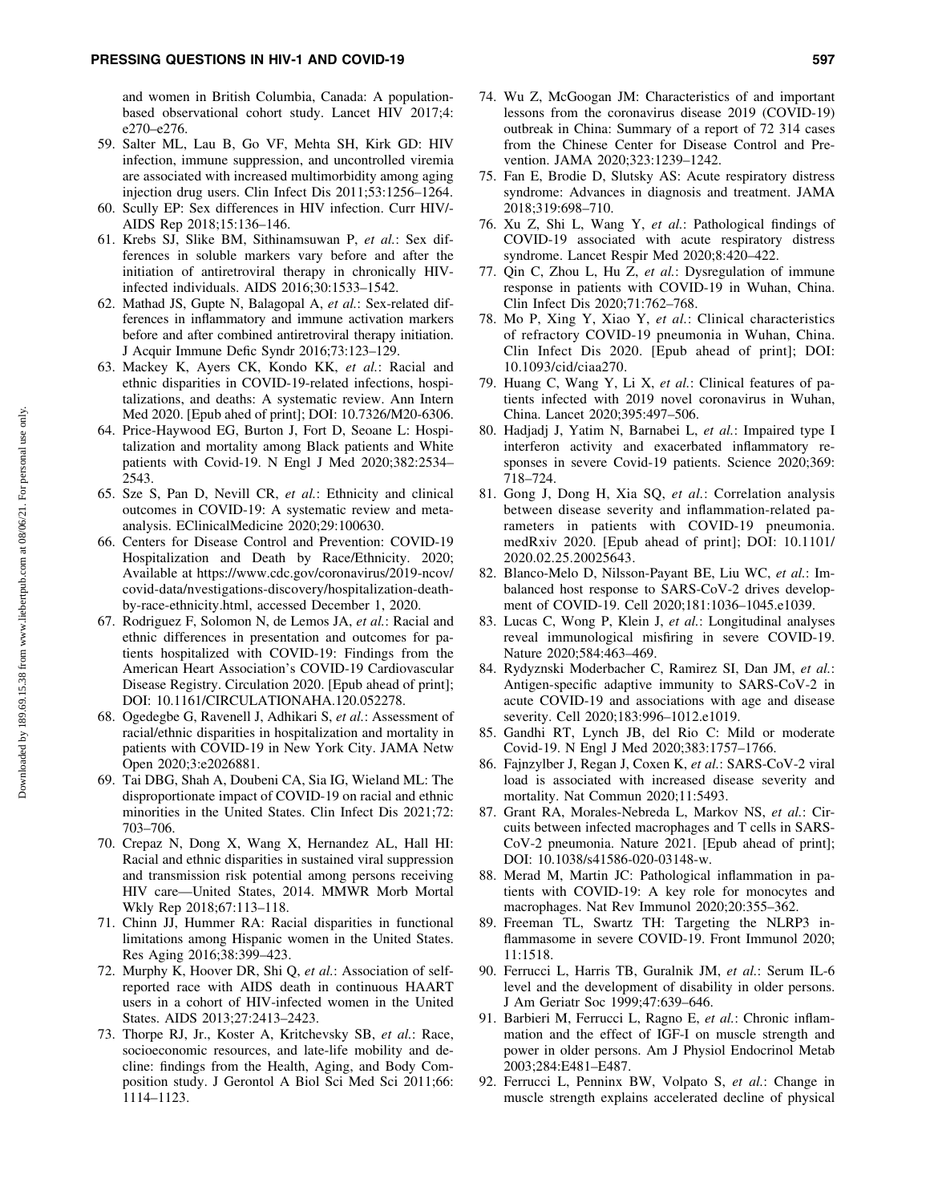and women in British Columbia, Canada: A population-based observational cohort study. Lancet HIV 2017;4: e270–e276.

59. Salter ML, Lau B, Go VF, Mehta SH, Kirk GD: HIV infection, immune suppression, and uncontrolled viremia are associated with increased multimorbidity among aging injection drug users. Clin Infect Dis 2011;53:1256–1264.
60. Scully EP: Sex differences in HIV infection. Curr HIV/-AIDS Rep 2018;15:136–146.
61. Krebs SJ, Slike BM, Sithinamsuwan P, *et al.*: Sex differences in soluble markers vary before and after the initiation of antiretroviral therapy in chronically HIV-infected individuals. AIDS 2016;30:1533–1542.
62. Mathad JS, Gupte N, Balagopal A, *et al.*: Sex-related differences in inflammatory and immune activation markers before and after combined antiretroviral therapy initiation. J Acquir Immune Defic Syndr 2016;73:123–129.
63. Mackey K, Ayers CK, Kondo KK, *et al.*: Racial and ethnic disparities in COVID-19-related infections, hospitalizations, and deaths: A systematic review. Ann Intern Med 2020. [Epub ahed of print]; DOI: 10.7326/M20-6306.
64. Price-Haywood EG, Burton J, Fort D, Seoane L: Hospitalization and mortality among Black patients and White patients with Covid-19. N Engl J Med 2020;382:2534–2543.
65. Sze S, Pan D, Nevill CR, *et al.*: Ethnicity and clinical outcomes in COVID-19: A systematic review and meta-analysis. EClinicalMedicine 2020;29:100630.
66. Centers for Disease Control and Prevention: COVID-19 Hospitalization and Death by Race/Ethnicity. 2020; Available at https://www.cdc.gov/coronavirus/2019-ncov/covid-data/nvestigations-discovery/hospitalization-death-by-race-ethnicity.html, accessed December 1, 2020.
67. Rodriguez F, Solomon N, de Lemos JA, *et al.*: Racial and ethnic differences in presentation and outcomes for patients hospitalized with COVID-19: Findings from the American Heart Association's COVID-19 Cardiovascular Disease Registry. Circulation 2020. [Epub ahead of print]; DOI: 10.1161/CIRCULATIONAHA.120.052278.
68. Ogedegbe G, Ravenell J, Adhikari S, *et al.*: Assessment of racial/ethnic disparities in hospitalization and mortality in patients with COVID-19 in New York City. JAMA Netw Open 2020;3:e2026881.
69. Tai DBG, Shah A, Doubeni CA, Sia IG, Wieland ML: The disproportionate impact of COVID-19 on racial and ethnic minorities in the United States. Clin Infect Dis 2021;72: 703–706.
70. Crepaz N, Dong X, Wang X, Hernandez AL, Hall HI: Racial and ethnic disparities in sustained viral suppression and transmission risk potential among persons receiving HIV care—United States, 2014. MMWR Morb Mortal Wkly Rep 2018;67:113–118.
71. Chinn JJ, Hummer RA: Racial disparities in functional limitations among Hispanic women in the United States. Res Aging 2016;38:399–423.
72. Murphy K, Hoover DR, Shi Q, *et al.*: Association of self-reported race with AIDS death in continuous HAART users in a cohort of HIV-infected women in the United States. AIDS 2013;27:2413–2423.
73. Thorpe RJ, Jr., Koster A, Kritchevsky SB, *et al.*: Race, socioeconomic resources, and late-life mobility and decline: findings from the Health, Aging, and Body Composition study. J Gerontol A Biol Sci Med Sci 2011;66: 1114–1123.
74. Wu Z, McGoogan JM: Characteristics of and important lessons from the coronavirus disease 2019 (COVID-19) outbreak in China: Summary of a report of 72 314 cases from the Chinese Center for Disease Control and Prevention. JAMA 2020;323:1239–1242.
75. Fan E, Brodie D, Slutsky AS: Acute respiratory distress syndrome: Advances in diagnosis and treatment. JAMA 2018;319:698–710.
76. Xu Z, Shi L, Wang Y, *et al.*: Pathological findings of COVID-19 associated with acute respiratory distress syndrome. Lancet Respir Med 2020;8:420–422.
77. Qin C, Zhou L, Hu Z, *et al.*: Dysregulation of immune response in patients with COVID-19 in Wuhan, China. Clin Infect Dis 2020;71:762–768.
78. Mo P, Xing Y, Xiao Y, *et al.*: Clinical characteristics of refractory COVID-19 pneumonia in Wuhan, China. Clin Infect Dis 2020. [Epub ahead of print]; DOI: 10.1093/cid/ciaa270.
79. Huang C, Wang Y, Li X, *et al.*: Clinical features of patients infected with 2019 novel coronavirus in Wuhan, China. Lancet 2020;395:497–506.
80. Hadjadj J, Yatim N, Barnabei L, *et al.*: Impaired type I interferon activity and exacerbated inflammatory responses in severe Covid-19 patients. Science 2020;369: 718–724.
81. Gong J, Dong H, Xia SQ, *et al.*: Correlation analysis between disease severity and inflammation-related parameters in patients with COVID-19 pneumonia. medRxiv 2020. [Epub ahead of print]; DOI: 10.1101/2020.02.25.20025643.
82. Blanco-Melo D, Nilsson-Payant BE, Liu WC, *et al.*: Imbalanced host response to SARS-CoV-2 drives development of COVID-19. Cell 2020;181:1036–1045.e1039.
83. Lucas C, Wong P, Klein J, *et al.*: Longitudinal analyses reveal immunological misfiring in severe COVID-19. Nature 2020;584:463–469.
84. Rydyznski Moderbacher C, Ramirez SI, Dan JM, *et al.*: Antigen-specific adaptive immunity to SARS-CoV-2 in acute COVID-19 and associations with age and disease severity. Cell 2020;183:996–1012.e1019.
85. Gandhi RT, Lynch JB, del Rio C: Mild or moderate Covid-19. N Engl J Med 2020;383:1757–1766.
86. Fajnzylber J, Regan J, Coxen K, *et al.*: SARS-CoV-2 viral load is associated with increased disease severity and mortality. Nat Commun 2020;11:5493.
87. Grant RA, Morales-Nebreda L, Markov NS, *et al.*: Circuits between infected macrophages and T cells in SARS-CoV-2 pneumonia. Nature 2021. [Epub ahead of print]; DOI: 10.1038/s41586-020-03148-w.
88. Merad M, Martin JC: Pathological inflammation in patients with COVID-19: A key role for monocytes and macrophages. Nat Rev Immunol 2020;20:355–362.
89. Freeman TL, Swartz TH: Targeting the NLRP3 inflammasome in severe COVID-19. Front Immunol 2020; 11:1518.
90. Ferrucci L, Harris TB, Guralnik JM, *et al.*: Serum IL-6 level and the development of disability in older persons. J Am Geriatr Soc 1999;47:639–646.
91. Barbieri M, Ferrucci L, Ragno E, *et al.*: Chronic inflammation and the effect of IGF-I on muscle strength and power in older persons. Am J Physiol Endocrinol Metab 2003;284:E481–E487.
92. Ferrucci L, Penninx BW, Volpato S, *et al.*: Change in muscle strength explains accelerated decline of physical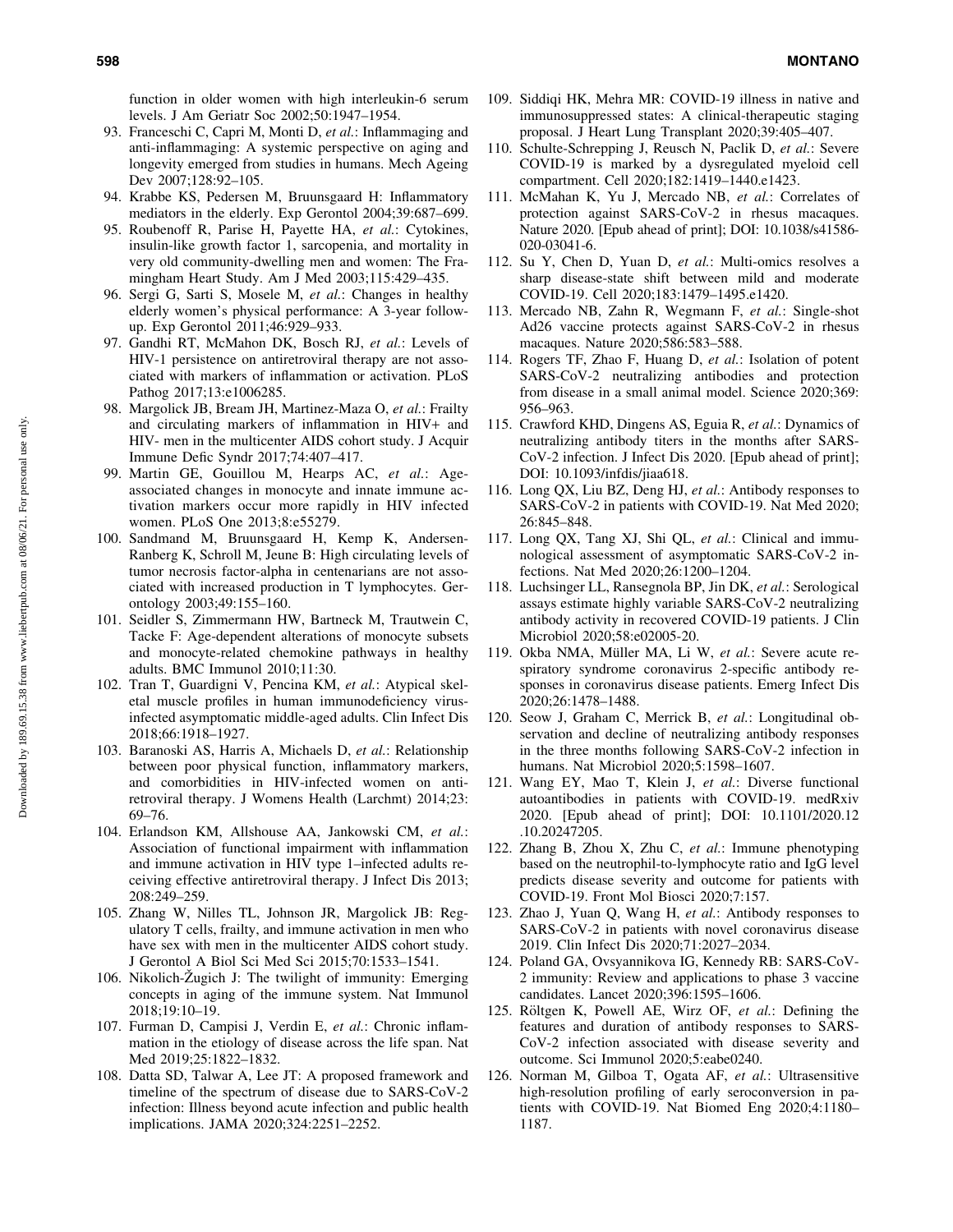function in older women with high interleukin-6 serum levels. J Am Geriatr Soc 2002;50:1947–1954.

93. Franceschi C, Capri M, Monti D, *et al.*: Inflammaging and anti-inflammaging: A systemic perspective on aging and longevity emerged from studies in humans. Mech Ageing Dev 2007;128:92–105.
94. Krabbe KS, Pedersen M, Bruunsgaard H: Inflammatory mediators in the elderly. Exp Gerontol 2004;39:687–699.
95. Roubenoff R, Parise H, Payette HA, *et al.*: Cytokines, insulin-like growth factor 1, sarcopenia, and mortality in very old community-dwelling men and women: The Framingham Heart Study. Am J Med 2003;115:429–435.
96. Sergi G, Sarti S, Mosele M, *et al.*: Changes in healthy elderly women's physical performance: A 3-year follow-up. Exp Gerontol 2011;46:929–933.
97. Gandhi RT, McMahon DK, Bosch RJ, *et al.*: Levels of HIV-1 persistence on antiretroviral therapy are not associated with markers of inflammation or activation. PLoS Pathog 2017;13:e1006285.
98. Margolick JB, Bream JH, Martinez-Maza O, *et al.*: Frailty and circulating markers of inflammation in HIV+ and HIV- men in the multicenter AIDS cohort study. J Acquir Immune Defic Syndr 2017;74:407–417.
99. Martin GE, Gouillou M, Hearps AC, *et al.*: Age-associated changes in monocyte and innate immune activation markers occur more rapidly in HIV infected women. PLoS One 2013;8:e55279.
100. Sandmand M, Bruunsgaard H, Kemp K, Andersen-Ranberg K, Schroll M, Jeune B: High circulating levels of tumor necrosis factor-alpha in centenarians are not associated with increased production in T lymphocytes. Gerontology 2003;49:155–160.
101. Seidler S, Zimmermann HW, Bartneck M, Trautwein C, Tacke F: Age-dependent alterations of monocyte subsets and monocyte-related chemokine pathways in healthy adults. BMC Immunol 2010;11:30.
102. Tran T, Guardigni V, Pencina KM, *et al.*: Atypical skeletal muscle profiles in human immunodeficiency virus-infected asymptomatic middle-aged adults. Clin Infect Dis 2018;66:1918–1927.
103. Baranoski AS, Harris A, Michaels D, *et al.*: Relationship between poor physical function, inflammatory markers, and comorbidities in HIV-infected women on antiretroviral therapy. J Womens Health (Larchmt) 2014;23: 69–76.
104. Erlandson KM, Allshouse AA, Jankowski CM, *et al.*: Association of functional impairment with inflammation and immune activation in HIV type 1–infected adults receiving effective antiretroviral therapy. J Infect Dis 2013; 208:249–259.
105. Zhang W, Nilles TL, Johnson JR, Margolick JB: Regulatory T cells, frailty, and immune activation in men who have sex with men in the multicenter AIDS cohort study. J Gerontol A Biol Sci Med Sci 2015;70:1533–1541.
106. Nikolich-Žugich J: The twilight of immunity: Emerging concepts in aging of the immune system. Nat Immunol 2018;19:10–19.
107. Furman D, Campisi J, Verdin E, *et al.*: Chronic inflammation in the etiology of disease across the life span. Nat Med 2019;25:1822–1832.
108. Datta SD, Talwar A, Lee JT: A proposed framework and timeline of the spectrum of disease due to SARS-CoV-2 infection: Illness beyond acute infection and public health implications. JAMA 2020;324:2251–2252.
109. Siddiqi HK, Mehra MR: COVID-19 illness in native and immunosuppressed states: A clinical-therapeutic staging proposal. J Heart Lung Transplant 2020;39:405–407.
110. Schulte-Schrepping J, Reusch N, Paclik D, *et al.*: Severe COVID-19 is marked by a dysregulated myeloid cell compartment. Cell 2020;182:1419–1440.e1423.
111. McMahan K, Yu J, Mercado NB, *et al.*: Correlates of protection against SARS-CoV-2 in rhesus macaques. Nature 2020. [Epub ahead of print]; DOI: 10.1038/s41586-020-03041-6.
112. Su Y, Chen D, Yuan D, *et al.*: Multi-omics resolves a sharp disease-state shift between mild and moderate COVID-19. Cell 2020;183:1479–1495.e1420.
113. Mercado NB, Zahn R, Wegmann F, *et al.*: Single-shot Ad26 vaccine protects against SARS-CoV-2 in rhesus macaques. Nature 2020;586:583–588.
114. Rogers TF, Zhao F, Huang D, *et al.*: Isolation of potent SARS-CoV-2 neutralizing antibodies and protection from disease in a small animal model. Science 2020;369: 956–963.
115. Crawford KHD, Dingens AS, Eguia R, *et al.*: Dynamics of neutralizing antibody titers in the months after SARS-CoV-2 infection. J Infect Dis 2020. [Epub ahead of print]; DOI: 10.1093/infdis/jiaa618.
116. Long QX, Liu BZ, Deng HJ, *et al.*: Antibody responses to SARS-CoV-2 in patients with COVID-19. Nat Med 2020; 26:845–848.
117. Long QX, Tang XJ, Shi QL, *et al.*: Clinical and immunological assessment of asymptomatic SARS-CoV-2 infections. Nat Med 2020;26:1200–1204.
118. Luchsinger LL, Ransegnola BP, Jin DK, *et al.*: Serological assays estimate highly variable SARS-CoV-2 neutralizing antibody activity in recovered COVID-19 patients. J Clin Microbiol 2020;58:e02005-20.
119. Okba NMA, Müller MA, Li W, *et al.*: Severe acute respiratory syndrome coronavirus 2-specific antibody responses in coronavirus disease patients. Emerg Infect Dis 2020;26:1478–1488.
120. Seow J, Graham C, Merrick B, *et al.*: Longitudinal observation and decline of neutralizing antibody responses in the three months following SARS-CoV-2 infection in humans. Nat Microbiol 2020;5:1598–1607.
121. Wang EY, Mao T, Klein J, *et al.*: Diverse functional autoantibodies in patients with COVID-19. medRxiv 2020. [Epub ahead of print]; DOI: 10.1101/2020.12.10.20247205.
122. Zhang B, Zhou X, Zhu C, *et al.*: Immune phenotyping based on the neutrophil-to-lymphocyte ratio and IgG level predicts disease severity and outcome for patients with COVID-19. Front Mol Biosci 2020;7:157.
123. Zhao J, Yuan Q, Wang H, *et al.*: Antibody responses to SARS-CoV-2 in patients with novel coronavirus disease 2019. Clin Infect Dis 2020;71:2027–2034.
124. Poland GA, Ovsyannikova IG, Kennedy RB: SARS-CoV-2 immunity: Review and applications to phase 3 vaccine candidates. Lancet 2020;396:1595–1606.
125. Röltgen K, Powell AE, Wirz OF, *et al.*: Defining the features and duration of antibody responses to SARS-CoV-2 infection associated with disease severity and outcome. Sci Immunol 2020;5:eabe0240.
126. Norman M, Gilboa T, Ogata AF, *et al.*: Ultrasensitive high-resolution profiling of early seroconversion in patients with COVID-19. Nat Biomed Eng 2020;4:1180–1187.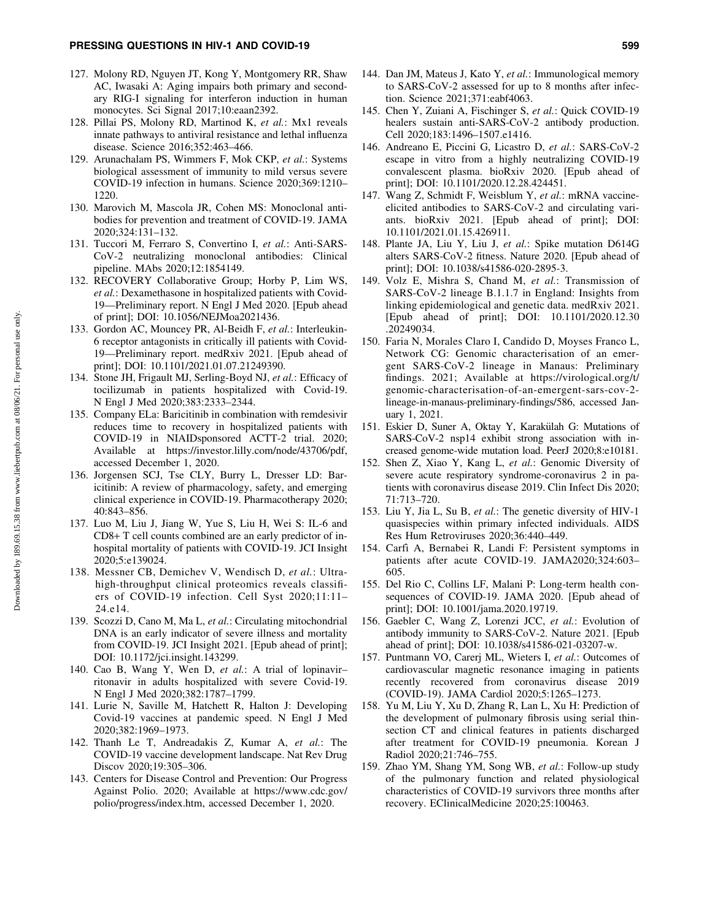127. Molony RD, Nguyen JT, Kong Y, Montgomery RR, Shaw AC, Iwasaki A: Aging impairs both primary and secondary RIG-I signaling for interferon induction in human monocytes. Sci Signal 2017;10:eaan2392.
128. Pillai PS, Molony RD, Martinod K, *et al.*: Mx1 reveals innate pathways to antiviral resistance and lethal influenza disease. Science 2016;352:463–466.
129. Arunachalam PS, Wimmers F, Mok CKP, *et al.*: Systems biological assessment of immunity to mild versus severe COVID-19 infection in humans. Science 2020;369:1210–1220.
130. Marovich M, Mascola JR, Cohen MS: Monoclonal antibodies for prevention and treatment of COVID-19. JAMA 2020;324:131–132.
131. Tuccori M, Ferraro S, Convertino I, *et al.*: Anti-SARS-CoV-2 neutralizing monoclonal antibodies: Clinical pipeline. MAbs 2020;12:1854149.
132. RECOVERY Collaborative Group; Horby P, Lim WS, *et al.*: Dexamethasone in hospitalized patients with Covid-19—Preliminary report. N Engl J Med 2020. [Epub ahead of print]; DOI: 10.1056/NEJMoa2021436.
133. Gordon AC, Mouncey PR, Al-Beidh F, *et al.*: Interleukin-6 receptor antagonists in critically ill patients with Covid-19—Preliminary report. medRxiv 2021. [Epub ahead of print]; DOI: 10.1101/2021.01.07.21249390.
134. Stone JH, Frigault MJ, Serling-Boyd NJ, *et al.*: Efficacy of tocilizumab in patients hospitalized with Covid-19. N Engl J Med 2020;383:2333–2344.
135. Company ELa: Baricitinib in combination with remdesivir reduces time to recovery in hospitalized patients with COVID-19 in NIAIDsponsored ACTT-2 trial. 2020; Available at https://investor.lilly.com/node/43706/pdf, accessed December 1, 2020.
136. Jorgensen SCJ, Tse CLY, Burry L, Dresser LD: Baricitinib: A review of pharmacology, safety, and emerging clinical experience in COVID-19. Pharmacotherapy 2020; 40:843–856.
137. Luo M, Liu J, Jiang W, Yue S, Liu H, Wei S: IL-6 and CD8+ T cell counts combined are an early predictor of in-hospital mortality of patients with COVID-19. JCI Insight 2020;5:e139024.
138. Messner CB, Demichev V, Wendisch D, *et al.*: Ultra-high-throughput clinical proteomics reveals classifiers of COVID-19 infection. Cell Syst 2020;11:11–24.e14.
139. Scozzi D, Cano M, Ma L, *et al.*: Circulating mitochondrial DNA is an early indicator of severe illness and mortality from COVID-19. JCI Insight 2021. [Epub ahead of print]; DOI: 10.1172/jci.insight.143299.
140. Cao B, Wang Y, Wen D, *et al.*: A trial of lopinavir–ritonavir in adults hospitalized with severe Covid-19. N Engl J Med 2020;382:1787–1799.
141. Lurie N, Saville M, Hatchett R, Halton J: Developing Covid-19 vaccines at pandemic speed. N Engl J Med 2020;382:1969–1973.
142. Thanh Le T, Andreadakis Z, Kumar A, *et al.*: The COVID-19 vaccine development landscape. Nat Rev Drug Discov 2020;19:305–306.
143. Centers for Disease Control and Prevention: Our Progress Against Polio. 2020; Available at https://www.cdc.gov/polio/progress/index.htm, accessed December 1, 2020.
144. Dan JM, Mateus J, Kato Y, *et al.*: Immunological memory to SARS-CoV-2 assessed for up to 8 months after infection. Science 2021;371:eabf4063.
145. Chen Y, Zuiani A, Fischinger S, *et al.*: Quick COVID-19 healers sustain anti-SARS-CoV-2 antibody production. Cell 2020;183:1496–1507.e1416.
146. Andreano E, Piccini G, Licastro D, *et al.*: SARS-CoV-2 escape in vitro from a highly neutralizing COVID-19 convalescent plasma. bioRxiv 2020. [Epub ahead of print]; DOI: 10.1101/2020.12.28.424451.
147. Wang Z, Schmidt F, Weisblum Y, *et al.*: mRNA vaccine-elicited antibodies to SARS-CoV-2 and circulating variants. bioRxiv 2021. [Epub ahead of print]; DOI: 10.1101/2021.01.15.426911.
148. Plante JA, Liu Y, Liu J, *et al.*: Spike mutation D614G alters SARS-CoV-2 fitness. Nature 2020. [Epub ahead of print]; DOI: 10.1038/s41586-020-2895-3.
149. Volz E, Mishra S, Chand M, *et al.*: Transmission of SARS-CoV-2 lineage B.1.1.7 in England: Insights from linking epidemiological and genetic data. medRxiv 2021. [Epub ahead of print]; DOI: 10.1101/2020.12.30.20249034.
150. Faria N, Morales Claro I, Candido D, Moyses Franco L, Network CG: Genomic characterisation of an emergent SARS-CoV-2 lineage in Manaus: Preliminary findings. 2021; Available at https://virological.org/t/genomic-characterisation-of-an-emergent-sars-cov-2-lineage-in-manaus-preliminary-findings/586, accessed January 1, 2021.
151. Eskier D, Suner A, Oktay Y, Karakülah G: Mutations of SARS-CoV-2 nsp14 exhibit strong association with increased genome-wide mutation load. PeerJ 2020;8:e10181.
152. Shen Z, Xiao Y, Kang L, *et al.*: Genomic Diversity of severe acute respiratory syndrome-coronavirus 2 in patients with coronavirus disease 2019. Clin Infect Dis 2020; 71:713–720.
153. Liu Y, Jia L, Su B, *et al.*: The genetic diversity of HIV-1 quasispecies within primary infected individuals. AIDS Res Hum Retroviruses 2020;36:440–449.
154. Carfì A, Bernabei R, Landi F: Persistent symptoms in patients after acute COVID-19. JAMA2020;324:603–605.
155. Del Rio C, Collins LF, Malani P: Long-term health consequences of COVID-19. JAMA 2020. [Epub ahead of print]; DOI: 10.1001/jama.2020.19719.
156. Gaebler C, Wang Z, Lorenzi JCC, *et al.*: Evolution of antibody immunity to SARS-CoV-2. Nature 2021. [Epub ahead of print]; DOI: 10.1038/s41586-021-03207-w.
157. Puntmann VO, Carerj ML, Wieters I, *et al.*: Outcomes of cardiovascular magnetic resonance imaging in patients recently recovered from coronavirus disease 2019 (COVID-19). JAMA Cardiol 2020;5:1265–1273.
158. Yu M, Liu Y, Xu D, Zhang R, Lan L, Xu H: Prediction of the development of pulmonary fibrosis using serial thin-section CT and clinical features in patients discharged after treatment for COVID-19 pneumonia. Korean J Radiol 2020;21:746–755.
159. Zhao YM, Shang YM, Song WB, *et al.*: Follow-up study of the pulmonary function and related physiological characteristics of COVID-19 survivors three months after recovery. EClinicalMedicine 2020;25:100463.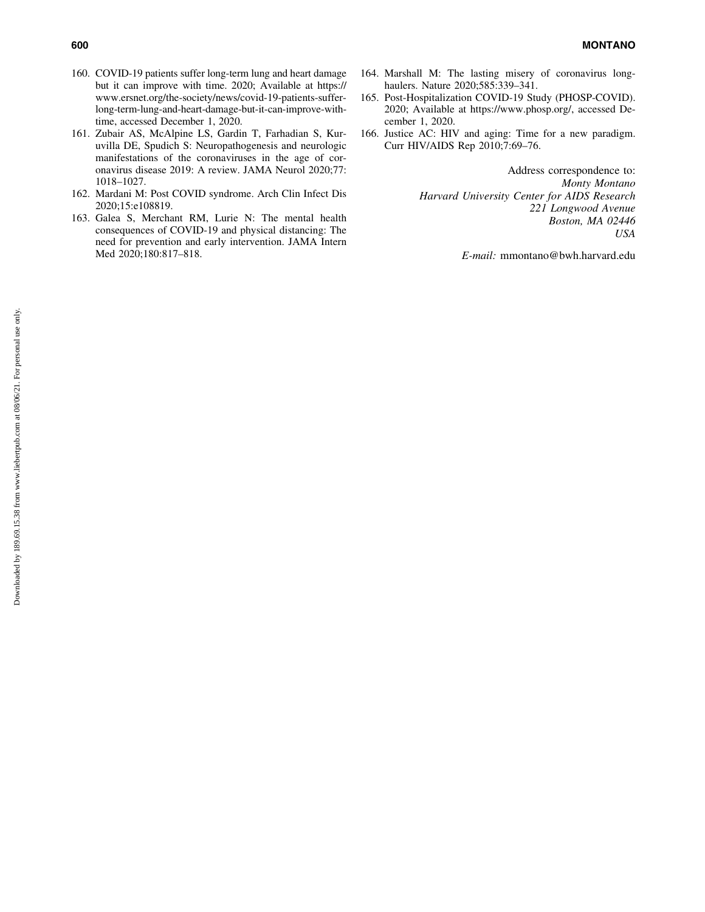160. COVID-19 patients suffer long-term lung and heart damage but it can improve with time. 2020; Available at https://www.ersnet.org/the-society/news/covid-19-patients-suffer-long-term-lung-and-heart-damage-but-it-can-improve-with-time, accessed December 1, 2020.
161. Zubair AS, McAlpine LS, Gardin T, Farhadian S, Kuruvilla DE, Spudich S: Neuropathogenesis and neurologic manifestations of the coronaviruses in the age of coronavirus disease 2019: A review. JAMA Neurol 2020;77:1018–1027.
162. Mardani M: Post COVID syndrome. Arch Clin Infect Dis 2020;15:e108819.
163. Galea S, Merchant RM, Lurie N: The mental health consequences of COVID-19 and physical distancing: The need for prevention and early intervention. JAMA Intern Med 2020;180:817–818.
164. Marshall M: The lasting misery of coronavirus long-haulers. Nature 2020;585:339–341.
165. Post-Hospitalization COVID-19 Study (PHOSP-COVID). 2020; Available at https://www.phosp.org/, accessed December 1, 2020.
166. Justice AC: HIV and aging: Time for a new paradigm. Curr HIV/AIDS Rep 2010;7:69–76.

Address correspondence to:
*Monty Montano*
*Harvard University Center for AIDS Research*
*221 Longwood Avenue*
*Boston, MA 02446*
*USA*

*E-mail:* mmontano@bwh.harvard.edu

Downloaded by 189.69.15.38 from www.liebertpub.com at 08/06/21. For personal use only.